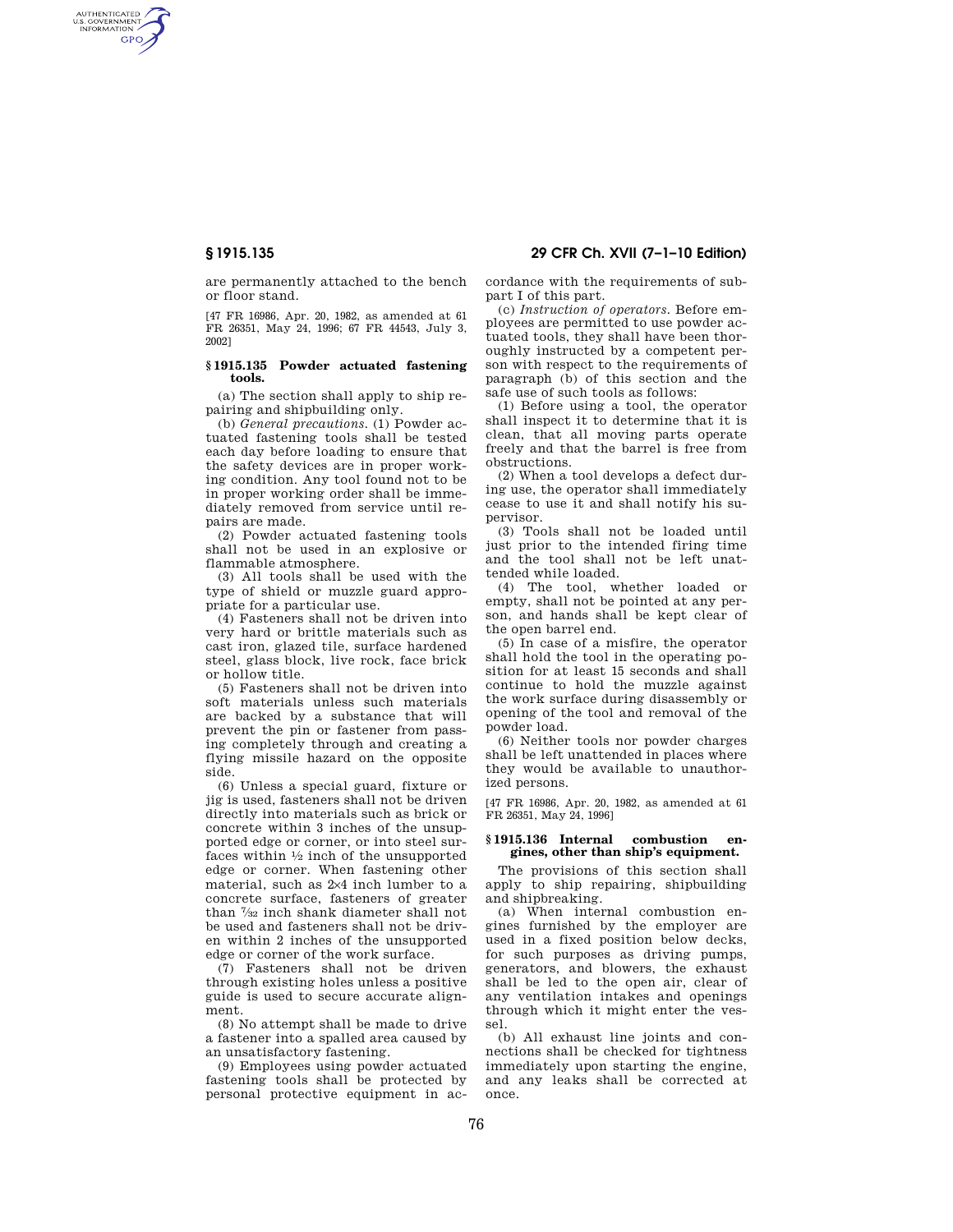are permanently attached to the bench or floor stand.

[47 FR 16986, Apr. 20, 1982, as amended at 61 FR 26351, May 24, 1996; 67 FR 44543, July 3, 2002]

## § 1915.135 Powder actuated fastening tools.

(a) The section shall apply to ship repairing and shipbuilding only.

(b) *General precautions.* (1) Powder actuated fastening tools shall be tested each day before loading to ensure that the safety devices are in proper working condition. Any tool found not to be in proper working order shall be immediately removed from service until repairs are made.

(2) Powder actuated fastening tools shall not be used in an explosive or flammable atmosphere.

(3) All tools shall be used with the type of shield or muzzle guard appropriate for a particular use.

(4) Fasteners shall not be driven into very hard or brittle materials such as cast iron, glazed tile, surface hardened steel, glass block, live rock, face brick or hollow title.

(5) Fasteners shall not be driven into soft materials unless such materials are backed by a substance that will prevent the pin or fastener from passing completely through and creating a flying missile hazard on the opposite side.

(6) Unless a special guard, fixture or jig is used, fasteners shall not be driven directly into materials such as brick or concrete within 3 inches of the unsupported edge or corner, or into steel surfaces within ½ inch of the unsupported edge or corner. When fastening other material, such as 2×4 inch lumber to a concrete surface, fasteners of greater than 7⁄32 inch shank diameter shall not be used and fasteners shall not be driven within 2 inches of the unsupported edge or corner of the work surface.

(7) Fasteners shall not be driven through existing holes unless a positive guide is used to secure accurate alignment.

(8) No attempt shall be made to drive a fastener into a spalled area caused by an unsatisfactory fastening.

(9) Employees using powder actuated fastening tools shall be protected by personal protective equipment in accordance with the requirements of subpart I of this part.

(c) *Instruction of operators.* Before employees are permitted to use powder actuated tools, they shall have been thoroughly instructed by a competent person with respect to the requirements of paragraph (b) of this section and the safe use of such tools as follows:

(1) Before using a tool, the operator shall inspect it to determine that it is clean, that all moving parts operate freely and that the barrel is free from obstructions.

(2) When a tool develops a defect during use, the operator shall immediately cease to use it and shall notify his supervisor.

(3) Tools shall not be loaded until just prior to the intended firing time and the tool shall not be left unattended while loaded.

(4) The tool, whether loaded or empty, shall not be pointed at any person, and hands shall be kept clear of the open barrel end.

(5) In case of a misfire, the operator shall hold the tool in the operating position for at least 15 seconds and shall continue to hold the muzzle against the work surface during disassembly or opening of the tool and removal of the powder load.

(6) Neither tools nor powder charges shall be left unattended in places where they would be available to unauthorized persons.

[47 FR 16986, Apr. 20, 1982, as amended at 61 FR 26351, May 24, 1996]

## § 1915.136 Internal combustion engines, other than ship's equipment.

The provisions of this section shall apply to ship repairing, shipbuilding and shipbreaking.

(a) When internal combustion engines furnished by the employer are used in a fixed position below decks, for such purposes as driving pumps, generators, and blowers, the exhaust shall be led to the open air, clear of any ventilation intakes and openings through which it might enter the vessel.

(b) All exhaust line joints and connections shall be checked for tightness immediately upon starting the engine, and any leaks shall be corrected at once.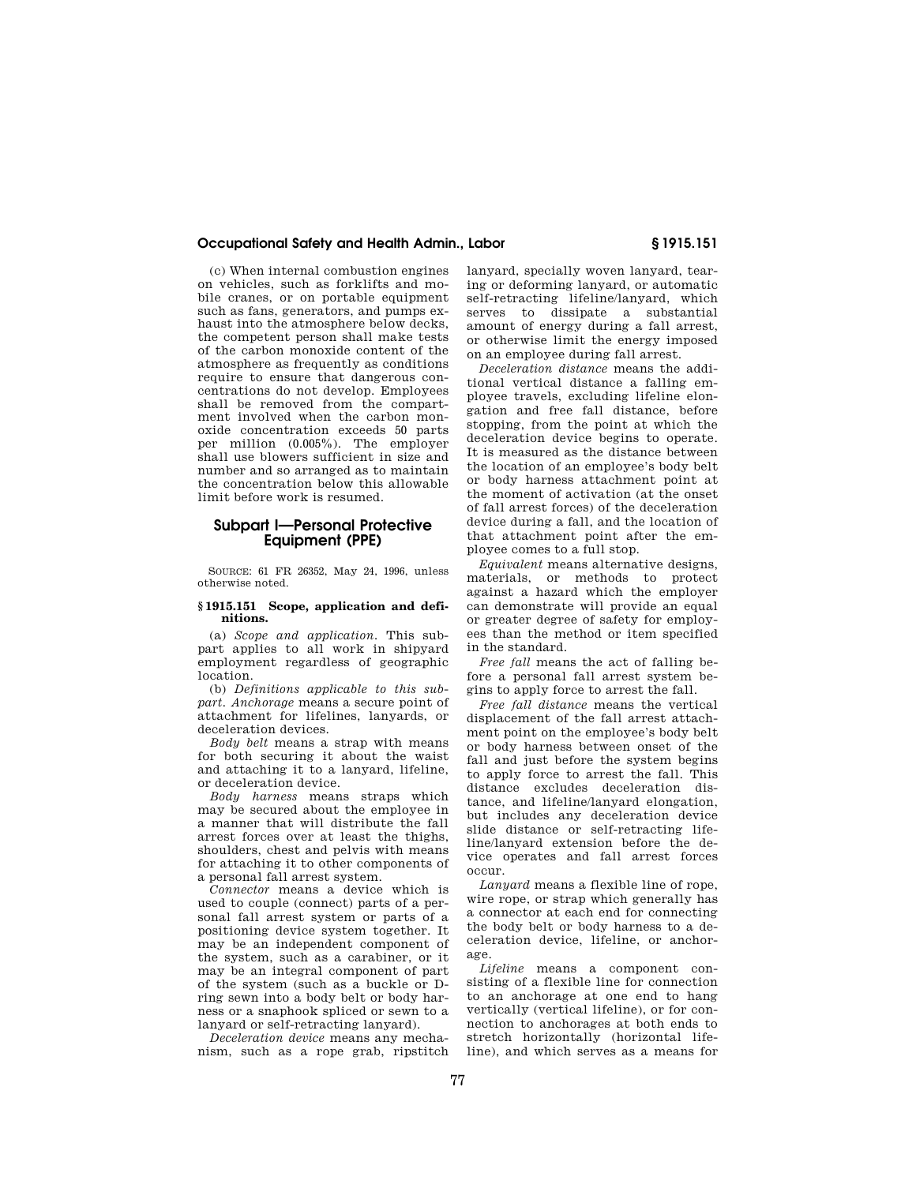(c) When internal combustion engines on vehicles, such as forklifts and mobile cranes, or on portable equipment such as fans, generators, and pumps exhaust into the atmosphere below decks, the competent person shall make tests of the carbon monoxide content of the atmosphere as frequently as conditions require to ensure that dangerous concentrations do not develop. Employees shall be removed from the compartment involved when the carbon monoxide concentration exceeds 50 parts per million (0.005%). The employer shall use blowers sufficient in size and number and so arranged as to maintain the concentration below this allowable limit before work is resumed.

## Subpart I—Personal Protective Equipment (PPE)

SOURCE: 61 FR 26352, May 24, 1996, unless otherwise noted.

### § 1915.151 Scope, application and definitions.

(a) *Scope and application.* This subpart applies to all work in shipyard employment regardless of geographic location.

(b) *Definitions applicable to this subpart. Anchorage* means a secure point of attachment for lifelines, lanyards, or deceleration devices.

*Body belt* means a strap with means for both securing it about the waist and attaching it to a lanyard, lifeline, or deceleration device.

*Body harness* means straps which may be secured about the employee in a manner that will distribute the fall arrest forces over at least the thighs, shoulders, chest and pelvis with means for attaching it to other components of a personal fall arrest system.

*Connector* means a device which is used to couple (connect) parts of a personal fall arrest system or parts of a positioning device system together. It may be an independent component of the system, such as a carabiner, or it may be an integral component of part of the system (such as a buckle or D-ring sewn into a body belt or body harness or a snaphook spliced or sewn to a lanyard or self-retracting lanyard).

*Deceleration device* means any mechanism, such as a rope grab, ripstitch lanyard, specially woven lanyard, tearing or deforming lanyard, or automatic self-retracting lifeline/lanyard, which serves to dissipate a substantial amount of energy during a fall arrest, or otherwise limit the energy imposed on an employee during fall arrest.

*Deceleration distance* means the additional vertical distance a falling employee travels, excluding lifeline elongation and free fall distance, before stopping, from the point at which the deceleration device begins to operate. It is measured as the distance between the location of an employee's body belt or body harness attachment point at the moment of activation (at the onset of fall arrest forces) of the deceleration device during a fall, and the location of that attachment point after the employee comes to a full stop.

*Equivalent* means alternative designs, materials, or methods to protect against a hazard which the employer can demonstrate will provide an equal or greater degree of safety for employees than the method or item specified in the standard.

*Free fall* means the act of falling before a personal fall arrest system begins to apply force to arrest the fall.

*Free fall distance* means the vertical displacement of the fall arrest attachment point on the employee's body belt or body harness between onset of the fall and just before the system begins to apply force to arrest the fall. This distance excludes deceleration distance, and lifeline/lanyard elongation, but includes any deceleration device slide distance or self-retracting lifeline/lanyard extension before the device operates and fall arrest forces occur.

*Lanyard* means a flexible line of rope, wire rope, or strap which generally has a connector at each end for connecting the body belt or body harness to a deceleration device, lifeline, or anchorage.

*Lifeline* means a component consisting of a flexible line for connection to an anchorage at one end to hang vertically (vertical lifeline), or for connection to anchorages at both ends to stretch horizontally (horizontal lifeline), and which serves as a means for